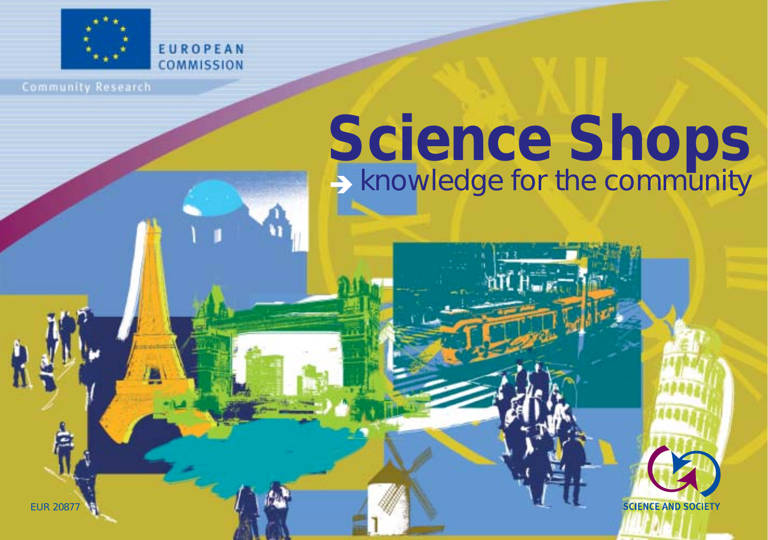EUROPEAN COMMISSION

Community Research

# Science Shops

→ knowledge for the community

EUR 20877

SCIENCE AND SOCIETY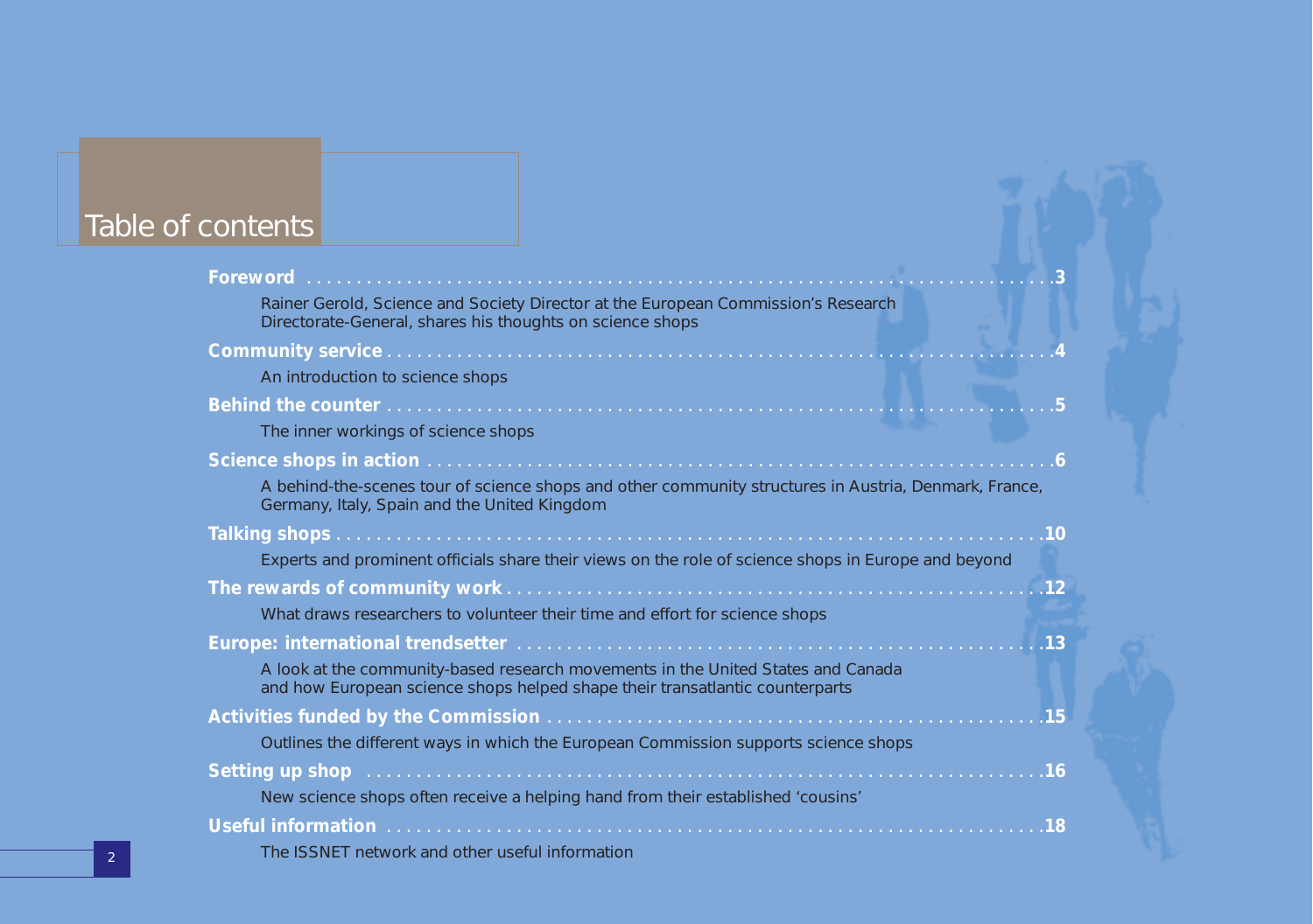# Table of contents

**Foreword** . . . . . . . . . . 3

Rainer Gerold, Science and Society Director at the European Commission's Research Directorate-General, shares his thoughts on science shops

**Community service** . . . . . . . . . . 4

An introduction to science shops

**Behind the counter** . . . . . . . . . . 5

The inner workings of science shops

**Science shops in action** . . . . . . . . . . 6

A behind-the-scenes tour of science shops and other community structures in Austria, Denmark, France, Germany, Italy, Spain and the United Kingdom

**Talking shops** . . . . . . . . . . 10

Experts and prominent officials share their views on the role of science shops in Europe and beyond

**The rewards of community work** . . . . . . . . . . 12

What draws researchers to volunteer their time and effort for science shops

**Europe: international trendsetter** . . . . . . . . . . 13

A look at the community-based research movements in the United States and Canada and how European science shops helped shape their transatlantic counterparts

**Activities funded by the Commission** . . . . . . . . . . 15

Outlines the different ways in which the European Commission supports science shops

**Setting up shop** . . . . . . . . . . 16

New science shops often receive a helping hand from their established 'cousins'

**Useful information** . . . . . . . . . . 18

The ISSNET network and other useful information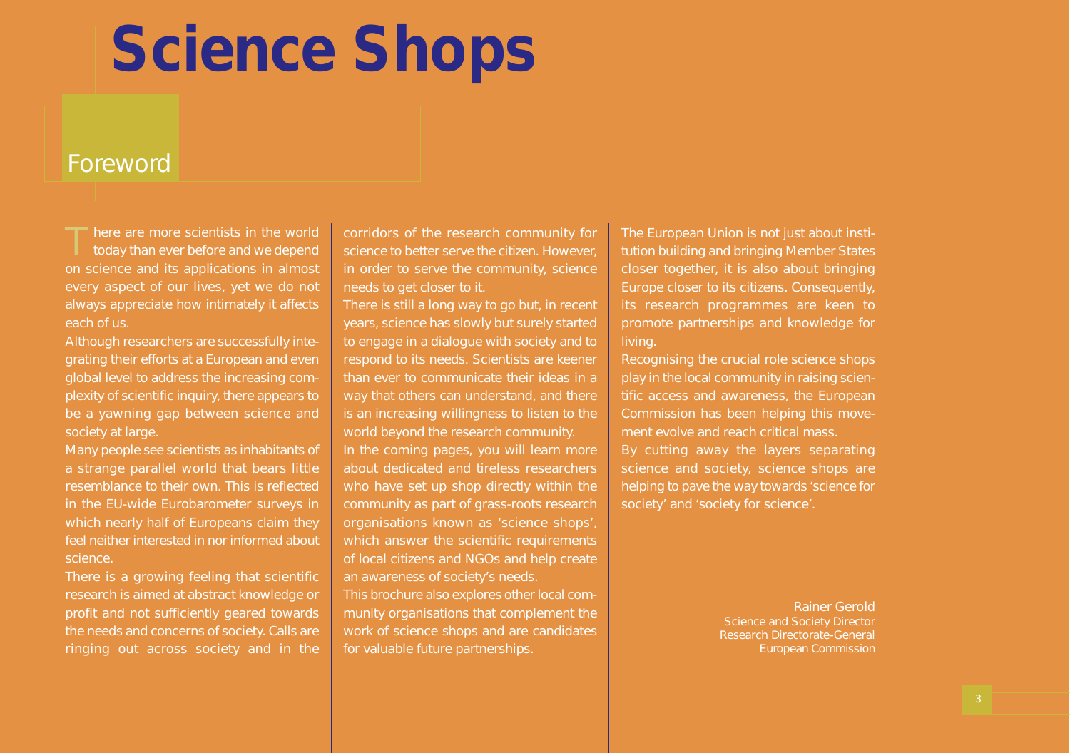# Science Shops

## Foreword

There are more scientists in the world today than ever before and we depend on science and its applications in almost every aspect of our lives, yet we do not always appreciate how intimately it affects each of us.

Although researchers are successfully integrating their efforts at a European and even global level to address the increasing complexity of scientific inquiry, there appears to be a yawning gap between science and society at large.

Many people see scientists as inhabitants of a strange parallel world that bears little resemblance to their own. This is reflected in the EU-wide Eurobarometer surveys in which nearly half of Europeans claim they feel neither interested in nor informed about science.

There is a growing feeling that scientific research is aimed at abstract knowledge or profit and not sufficiently geared towards the needs and concerns of society. Calls are ringing out across society and in the corridors of the research community for science to better serve the citizen. However, in order to serve the community, science needs to get closer to it.

There is still a long way to go but, in recent years, science has slowly but surely started to engage in a dialogue with society and to respond to its needs. Scientists are keener than ever to communicate their ideas in a way that others can understand, and there is an increasing willingness to listen to the world beyond the research community.

In the coming pages, you will learn more about dedicated and tireless researchers who have set up shop directly within the community as part of grass-roots research organisations known as 'science shops', which answer the scientific requirements of local citizens and NGOs and help create an awareness of society's needs.

This brochure also explores other local community organisations that complement the work of science shops and are candidates for valuable future partnerships.

The European Union is not just about institution building and bringing Member States closer together, it is also about bringing Europe closer to its citizens. Consequently, its research programmes are keen to promote partnerships and knowledge for living.

Recognising the crucial role science shops play in the local community in raising scientific access and awareness, the European Commission has been helping this movement evolve and reach critical mass.

By cutting away the layers separating science and society, science shops are helping to pave the way towards 'science for society' and 'society for science'.

Rainer Gerold
Science and Society Director
Research Directorate-General
European Commission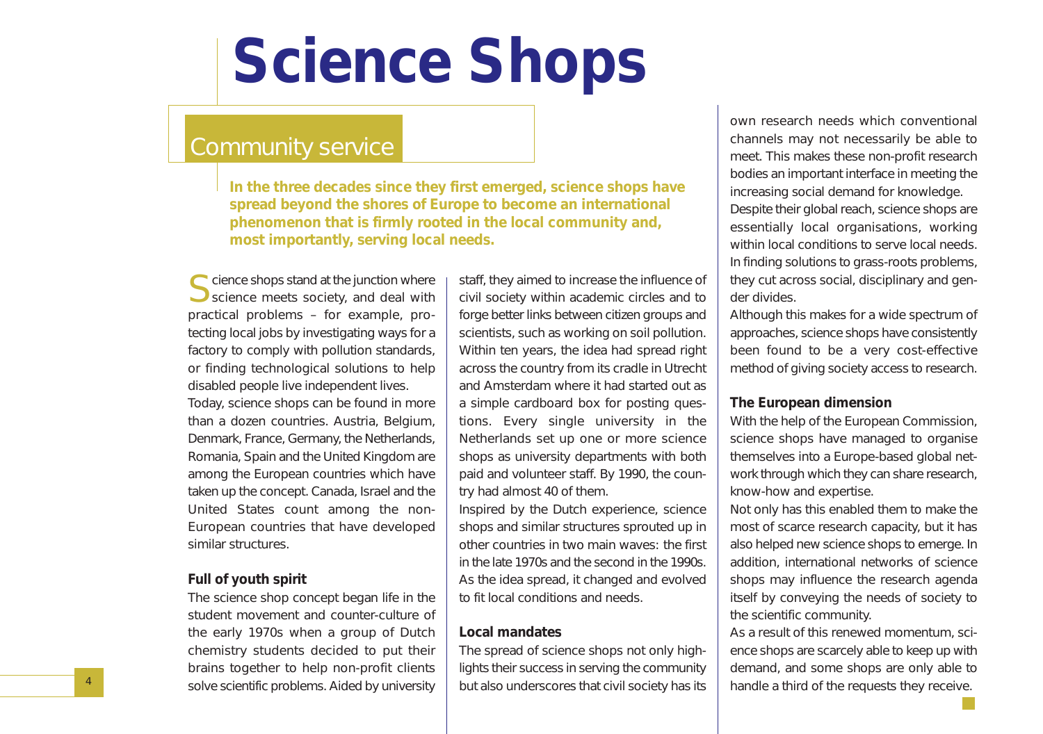# Science Shops

## Community service

**In the three decades since they first emerged, science shops have spread beyond the shores of Europe to become an international phenomenon that is firmly rooted in the local community and, most importantly, serving local needs.**

Science shops stand at the junction where science meets society, and deal with practical problems – for example, protecting local jobs by investigating ways for a factory to comply with pollution standards, or finding technological solutions to help disabled people live independent lives.

Today, science shops can be found in more than a dozen countries. Austria, Belgium, Denmark, France, Germany, the Netherlands, Romania, Spain and the United Kingdom are among the European countries which have taken up the concept. Canada, Israel and the United States count among the non-European countries that have developed similar structures.

### Full of youth spirit

The science shop concept began life in the student movement and counter-culture of the early 1970s when a group of Dutch chemistry students decided to put their brains together to help non-profit clients solve scientific problems. Aided by university staff, they aimed to increase the influence of civil society within academic circles and to forge better links between citizen groups and scientists, such as working on soil pollution. Within ten years, the idea had spread right across the country from its cradle in Utrecht and Amsterdam where it had started out as a simple cardboard box for posting questions. Every single university in the Netherlands set up one or more science shops as university departments with both paid and volunteer staff. By 1990, the country had almost 40 of them.

Inspired by the Dutch experience, science shops and similar structures sprouted up in other countries in two main waves: the first in the late 1970s and the second in the 1990s. As the idea spread, it changed and evolved to fit local conditions and needs.

### Local mandates

The spread of science shops not only highlights their success in serving the community but also underscores that civil society has its own research needs which conventional channels may not necessarily be able to meet. This makes these non-profit research bodies an important interface in meeting the increasing social demand for knowledge.

Despite their global reach, science shops are essentially local organisations, working within local conditions to serve local needs. In finding solutions to grass-roots problems, they cut across social, disciplinary and gender divides.

Although this makes for a wide spectrum of approaches, science shops have consistently been found to be a very cost-effective method of giving society access to research.

### The European dimension

With the help of the European Commission, science shops have managed to organise themselves into a Europe-based global network through which they can share research, know-how and expertise.

Not only has this enabled them to make the most of scarce research capacity, but it has also helped new science shops to emerge. In addition, international networks of science shops may influence the research agenda itself by conveying the needs of society to the scientific community.

As a result of this renewed momentum, science shops are scarcely able to keep up with demand, and some shops are only able to handle a third of the requests they receive.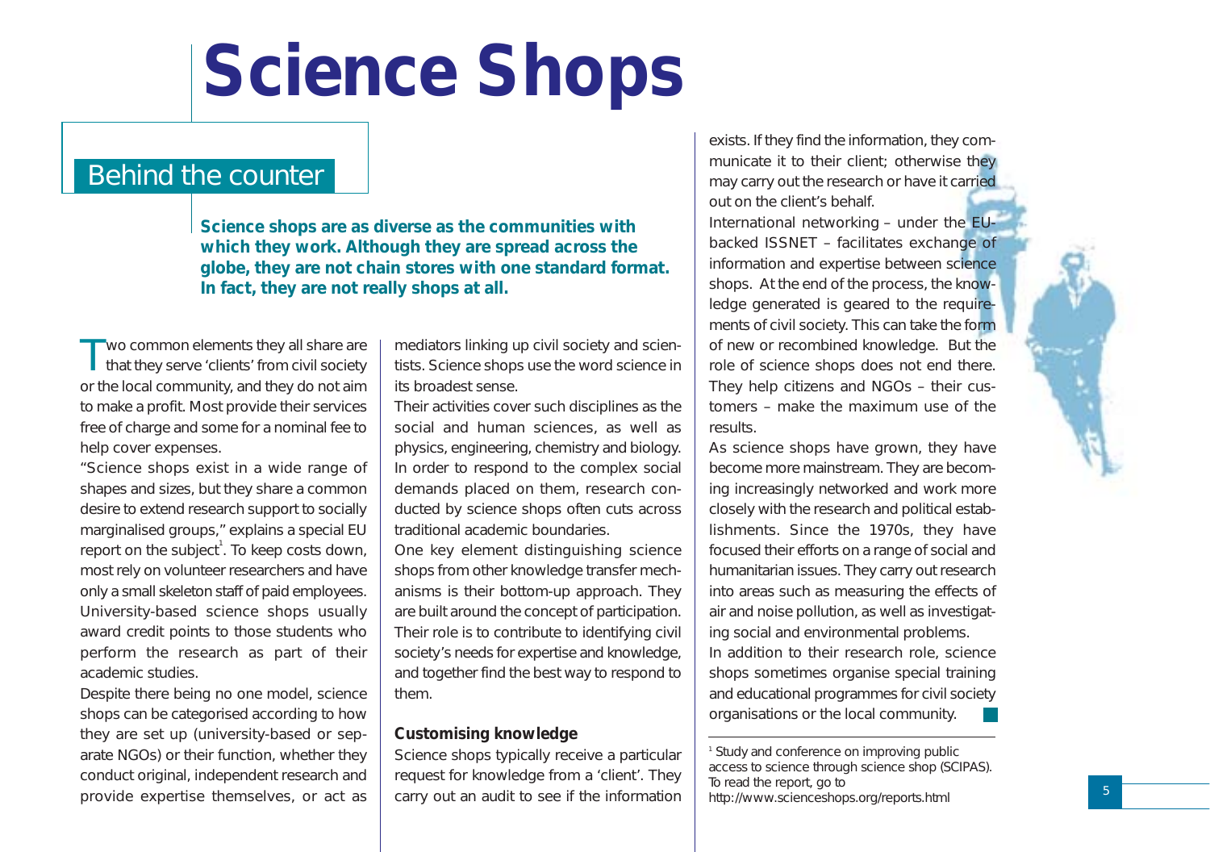# Science Shops

## Behind the counter

**Science shops are as diverse as the communities with which they work. Although they are spread across the globe, they are not chain stores with one standard format. In fact, they are not really shops at all.**

Two common elements they all share are that they serve 'clients' from civil society or the local community, and they do not aim to make a profit. Most provide their services free of charge and some for a nominal fee to help cover expenses.

"Science shops exist in a wide range of shapes and sizes, but they share a common desire to extend research support to socially marginalised groups," explains a special EU report on the subject[1]. To keep costs down, most rely on volunteer researchers and have only a small skeleton staff of paid employees. University-based science shops usually award credit points to those students who perform the research as part of their academic studies.

Despite there being no one model, science shops can be categorised according to how they are set up (university-based or separate NGOs) or their function, whether they conduct original, independent research and provide expertise themselves, or act as mediators linking up civil society and scientists. Science shops use the word science in its broadest sense.

Their activities cover such disciplines as the social and human sciences, as well as physics, engineering, chemistry and biology. In order to respond to the complex social demands placed on them, research conducted by science shops often cuts across traditional academic boundaries.

One key element distinguishing science shops from other knowledge transfer mechanisms is their bottom-up approach. They are built around the concept of participation. Their role is to contribute to identifying civil society's needs for expertise and knowledge, and together find the best way to respond to them.

### Customising knowledge

Science shops typically receive a particular request for knowledge from a 'client'. They carry out an audit to see if the information exists. If they find the information, they communicate it to their client; otherwise they may carry out the research or have it carried out on the client's behalf.

International networking – under the EU-backed ISSNET – facilitates exchange of information and expertise between science shops. At the end of the process, the knowledge generated is geared to the requirements of civil society. This can take the form of new or recombined knowledge. But the role of science shops does not end there. They help citizens and NGOs – their customers – make the maximum use of the results.

As science shops have grown, they have become more mainstream. They are becoming increasingly networked and work more closely with the research and political establishments. Since the 1970s, they have focused their efforts on a range of social and humanitarian issues. They carry out research into areas such as measuring the effects of air and noise pollution, as well as investigating social and environmental problems.

In addition to their research role, science shops sometimes organise special training and educational programmes for civil society organisations or the local community.

---

[1] Study and conference on improving public access to science through science shop (SCIPAS). To read the report, go to http://www.scienceshops.org/reports.html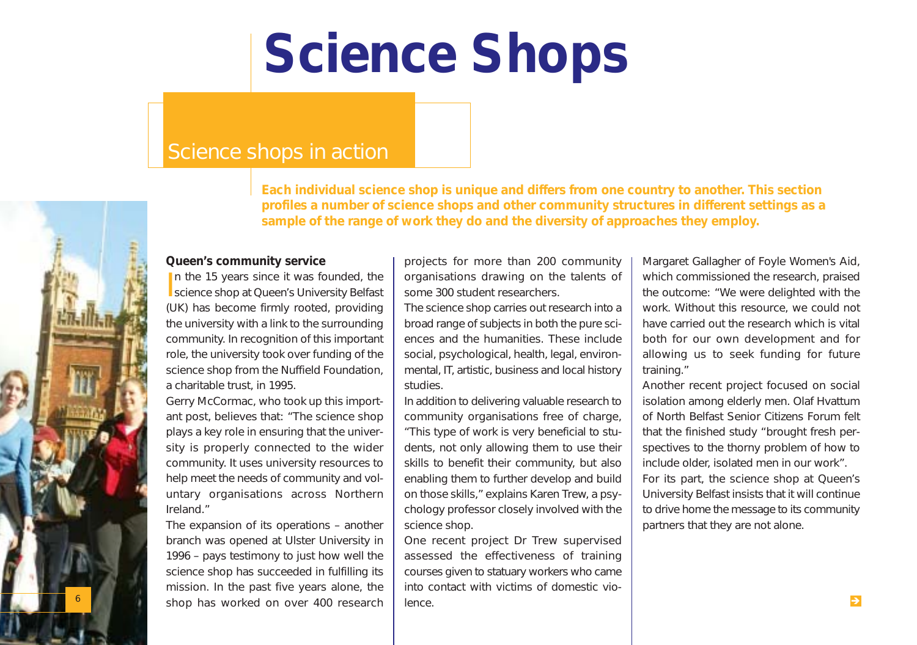# Science Shops

## Science shops in action

**Each individual science shop is unique and differs from one country to another. This section profiles a number of science shops and other community structures in different settings as a sample of the range of work they do and the diversity of approaches they employ.**

### Queen's community service

In the 15 years since it was founded, the science shop at Queen's University Belfast (UK) has become firmly rooted, providing the university with a link to the surrounding community. In recognition of this important role, the university took over funding of the science shop from the Nuffield Foundation, a charitable trust, in 1995.

Gerry McCormac, who took up this important post, believes that: "The science shop plays a key role in ensuring that the university is properly connected to the wider community. It uses university resources to help meet the needs of community and voluntary organisations across Northern Ireland."

The expansion of its operations – another branch was opened at Ulster University in 1996 – pays testimony to just how well the science shop has succeeded in fulfilling its mission. In the past five years alone, the shop has worked on over 400 research projects for more than 200 community organisations drawing on the talents of some 300 student researchers.

The science shop carries out research into a broad range of subjects in both the pure sciences and the humanities. These include social, psychological, health, legal, environmental, IT, artistic, business and local history studies.

In addition to delivering valuable research to community organisations free of charge, "This type of work is very beneficial to students, not only allowing them to use their skills to benefit their community, but also enabling them to further develop and build on those skills," explains Karen Trew, a psychology professor closely involved with the science shop.

One recent project Dr Trew supervised assessed the effectiveness of training courses given to statuary workers who came into contact with victims of domestic violence.

Margaret Gallagher of Foyle Women's Aid, which commissioned the research, praised the outcome: "We were delighted with the work. Without this resource, we could not have carried out the research which is vital both for our own development and for allowing us to seek funding for future training."

Another recent project focused on social isolation among elderly men. Olaf Hvattum of North Belfast Senior Citizens Forum felt that the finished study "brought fresh perspectives to the thorny problem of how to include older, isolated men in our work".

For its part, the science shop at Queen's University Belfast insists that it will continue to drive home the message to its community partners that they are not alone.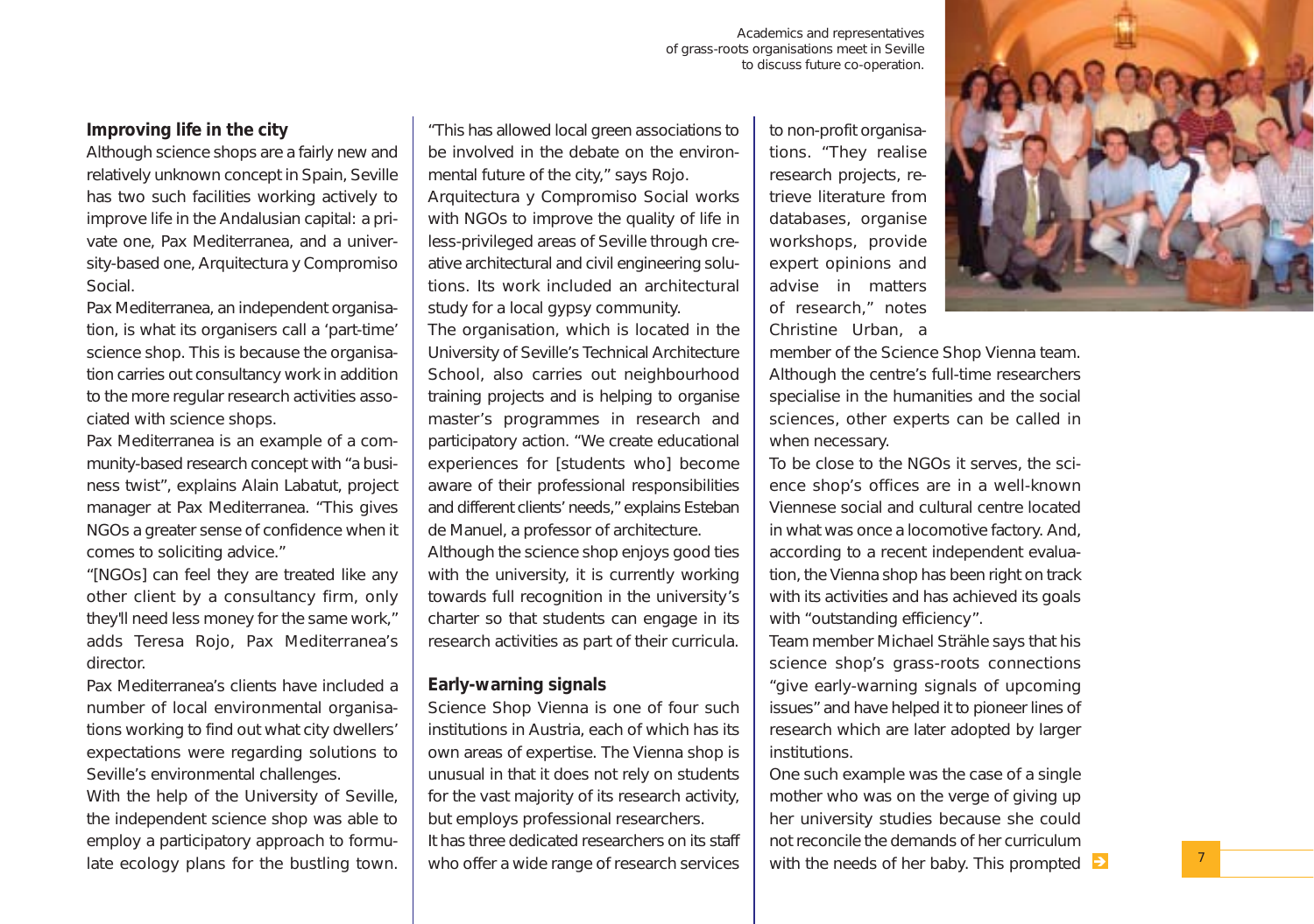Academics and representatives of grass-roots organisations meet in Seville to discuss future co-operation.

### Improving life in the city

Although science shops are a fairly new and relatively unknown concept in Spain, Seville has two such facilities working actively to improve life in the Andalusian capital: a private one, Pax Mediterranea, and a university-based one, Arquitectura y Compromiso Social.

Pax Mediterranea, an independent organisation, is what its organisers call a 'part-time' science shop. This is because the organisation carries out consultancy work in addition to the more regular research activities associated with science shops.

Pax Mediterranea is an example of a community-based research concept with "a business twist", explains Alain Labatut, project manager at Pax Mediterranea. "This gives NGOs a greater sense of confidence when it comes to soliciting advice."

"[NGOs] can feel they are treated like any other client by a consultancy firm, only they'll need less money for the same work," adds Teresa Rojo, Pax Mediterranea's director.

Pax Mediterranea's clients have included a number of local environmental organisations working to find out what city dwellers' expectations were regarding solutions to Seville's environmental challenges.

With the help of the University of Seville, the independent science shop was able to employ a participatory approach to formulate ecology plans for the bustling town. "This has allowed local green associations to be involved in the debate on the environmental future of the city," says Rojo.

Arquitectura y Compromiso Social works with NGOs to improve the quality of life in less-privileged areas of Seville through creative architectural and civil engineering solutions. Its work included an architectural study for a local gypsy community.

The organisation, which is located in the University of Seville's Technical Architecture School, also carries out neighbourhood training projects and is helping to organise master's programmes in research and participatory action. "We create educational experiences for [students who] become aware of their professional responsibilities and different clients' needs," explains Esteban de Manuel, a professor of architecture.

Although the science shop enjoys good ties with the university, it is currently working towards full recognition in the university's charter so that students can engage in its research activities as part of their curricula.

### Early-warning signals

Science Shop Vienna is one of four such institutions in Austria, each of which has its own areas of expertise. The Vienna shop is unusual in that it does not rely on students for the vast majority of its research activity, but employs professional researchers.

It has three dedicated researchers on its staff who offer a wide range of research services to non-profit organisations. "They realise research projects, retrieve literature from databases, organise workshops, provide expert opinions and advise in matters of research," notes Christine Urban, a member of the Science Shop Vienna team. Although the centre's full-time researchers specialise in the humanities and the social sciences, other experts can be called in when necessary.

To be close to the NGOs it serves, the science shop's offices are in a well-known Viennese social and cultural centre located in what was once a locomotive factory. And, according to a recent independent evaluation, the Vienna shop has been right on track with its activities and has achieved its goals with "outstanding efficiency".

Team member Michael Strähle says that his science shop's grass-roots connections "give early-warning signals of upcoming issues" and have helped it to pioneer lines of research which are later adopted by larger institutions.

One such example was the case of a single mother who was on the verge of giving up her university studies because she could not reconcile the demands of her curriculum with the needs of her baby. This prompted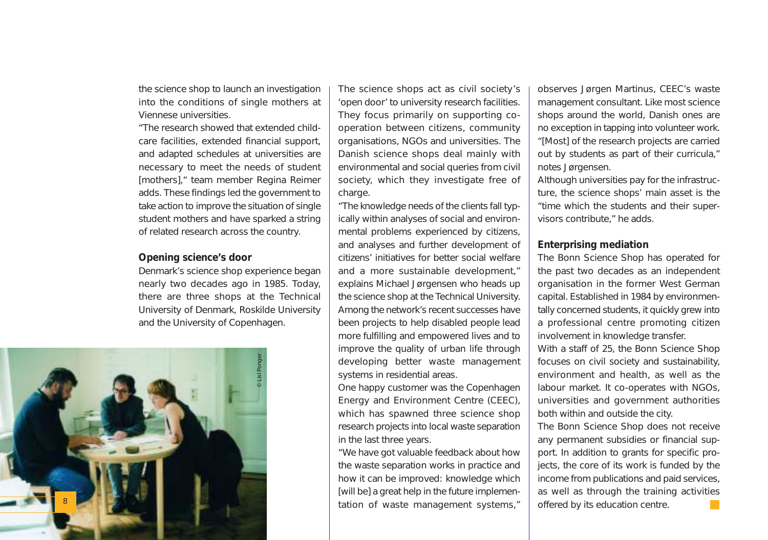the science shop to launch an investigation into the conditions of single mothers at Viennese universities.

"The research showed that extended child-care facilities, extended financial support, and adapted schedules at universities are necessary to meet the needs of student [mothers]," team member Regina Reimer adds. These findings led the government to take action to improve the situation of single student mothers and have sparked a string of related research across the country.

### Opening science's door

Denmark's science shop experience began nearly two decades ago in 1985. Today, there are three shops at the Technical University of Denmark, Roskilde University and the University of Copenhagen.

The science shops act as civil society's 'open door' to university research facilities. They focus primarily on supporting co-operation between citizens, community organisations, NGOs and universities. The Danish science shops deal mainly with environmental and social queries from civil society, which they investigate free of charge.

"The knowledge needs of the clients fall typically within analyses of social and environmental problems experienced by citizens, and analyses and further development of citizens' initiatives for better social welfare and a more sustainable development," explains Michael Jørgensen who heads up the science shop at the Technical University. Among the network's recent successes have been projects to help disabled people lead more fulfilling and empowered lives and to improve the quality of urban life through developing better waste management systems in residential areas.

One happy customer was the Copenhagen Energy and Environment Centre (CEEC), which has spawned three science shop research projects into local waste separation in the last three years.

"We have got valuable feedback about how the waste separation works in practice and how it can be improved: knowledge which [will be] a great help in the future implementation of waste management systems," observes Jørgen Martinus, CEEC's waste management consultant. Like most science shops around the world, Danish ones are no exception in tapping into volunteer work. "[Most] of the research projects are carried out by students as part of their curricula," notes Jørgensen.

Although universities pay for the infrastructure, the science shops' main asset is the "time which the students and their supervisors contribute," he adds.

### Enterprising mediation

The Bonn Science Shop has operated for the past two decades as an independent organisation in the former West German capital. Established in 1984 by environmentally concerned students, it quickly grew into a professional centre promoting citizen involvement in knowledge transfer.

With a staff of 25, the Bonn Science Shop focuses on civil society and sustainability, environment and health, as well as the labour market. It co-operates with NGOs, universities and government authorities both within and outside the city.

The Bonn Science Shop does not receive any permanent subsidies or financial support. In addition to grants for specific projects, the core of its work is funded by the income from publications and paid services, as well as through the training activities offered by its education centre.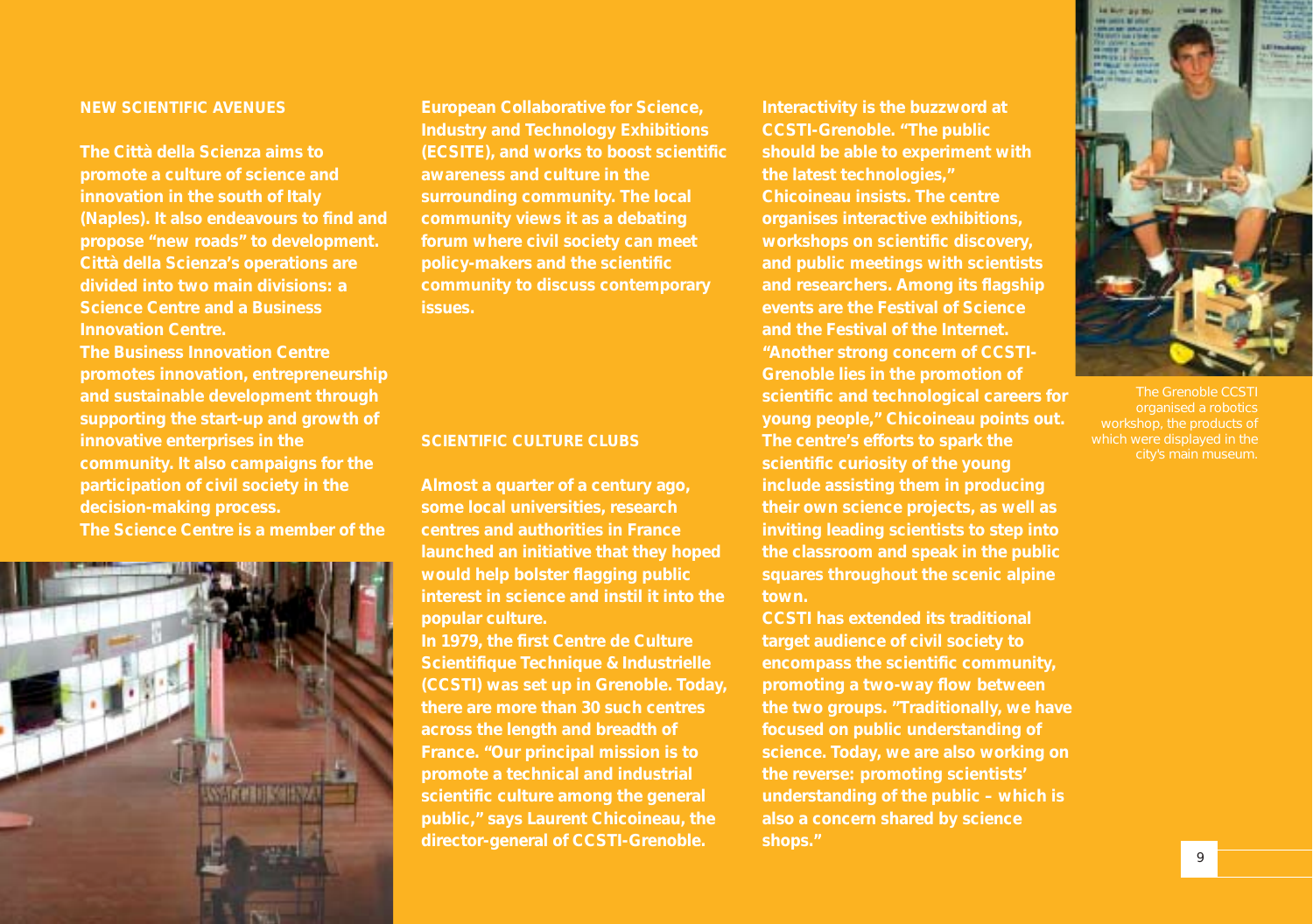## NEW SCIENTIFIC AVENUES

The Città della Scienza aims to promote a culture of science and innovation in the south of Italy (Naples). It also endeavours to find and propose "new roads" to development. Città della Scienza's operations are divided into two main divisions: a Science Centre and a Business Innovation Centre.

The Business Innovation Centre promotes innovation, entrepreneurship and sustainable development through supporting the start-up and growth of innovative enterprises in the community. It also campaigns for the participation of civil society in the decision-making process.

The Science Centre is a member of the European Collaborative for Science, Industry and Technology Exhibitions (ECSITE), and works to boost scientific awareness and culture in the surrounding community. The local community views it as a debating forum where civil society can meet policy-makers and the scientific community to discuss contemporary issues.

## SCIENTIFIC CULTURE CLUBS

Almost a quarter of a century ago, some local universities, research centres and authorities in France launched an initiative that they hoped would help bolster flagging public interest in science and instil it into the popular culture.

In 1979, the first Centre de Culture Scientifique Technique & Industrielle (CCSTI) was set up in Grenoble. Today, there are more than 30 such centres across the length and breadth of France. "Our principal mission is to promote a technical and industrial scientific culture among the general public," says Laurent Chicoineau, the director-general of CCSTI-Grenoble.

Interactivity is the buzzword at CCSTI-Grenoble. "The public should be able to experiment with the latest technologies," Chicoineau insists. The centre organises interactive exhibitions, workshops on scientific discovery, and public meetings with scientists and researchers. Among its flagship events are the Festival of Science and the Festival of the Internet.

"Another strong concern of CCSTI-Grenoble lies in the promotion of scientific and technological careers for young people," Chicoineau points out. The centre's efforts to spark the scientific curiosity of the young include assisting them in producing their own science projects, as well as inviting leading scientists to step into the classroom and speak in the public squares throughout the scenic alpine town.

CCSTI has extended its traditional target audience of civil society to encompass the scientific community, promoting a two-way flow between the two groups. "Traditionally, we have focused on public understanding of science. Today, we are also working on the reverse: promoting scientists' understanding of the public – which is also a concern shared by science shops."

The Grenoble CCSTI organised a robotics workshop, the products of which were displayed in the city's main museum.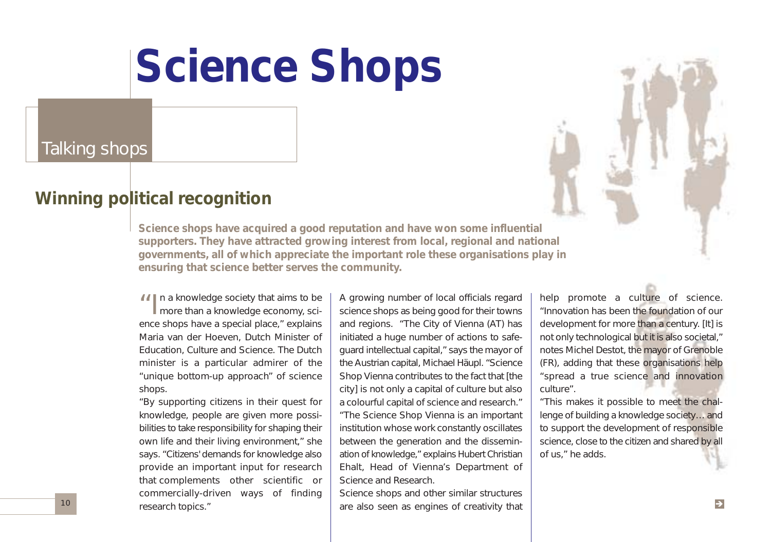# Science Shops

## Talking shops

### Winning political recognition

**Science shops have acquired a good reputation and have won some influential supporters. They have attracted growing interest from local, regional and national governments, all of which appreciate the important role these organisations play in ensuring that science better serves the community.**

"In a knowledge society that aims to be more than a knowledge economy, science shops have a special place," explains Maria van der Hoeven, Dutch Minister of Education, Culture and Science. The Dutch minister is a particular admirer of the "unique bottom-up approach" of science shops.

"By supporting citizens in their quest for knowledge, people are given more possibilities to take responsibility for shaping their own life and their living environment," she says. "Citizens' demands for knowledge also provide an important input for research that complements other scientific or commercially-driven ways of finding research topics."

A growing number of local officials regard science shops as being good for their towns and regions. "The City of Vienna (AT) has initiated a huge number of actions to safeguard intellectual capital," says the mayor of the Austrian capital, Michael Häupl. "Science Shop Vienna contributes to the fact that [the city] is not only a capital of culture but also a colourful capital of science and research."

"The Science Shop Vienna is an important institution whose work constantly oscillates between the generation and the dissemination of knowledge," explains Hubert Christian Ehalt, Head of Vienna's Department of Science and Research.

Science shops and other similar structures are also seen as engines of creativity that help promote a culture of science. "Innovation has been the foundation of our development for more than a century. [It] is not only technological but it is also societal," notes Michel Destot, the mayor of Grenoble (FR), adding that these organisations help "spread a true science and innovation culture".

"This makes it possible to meet the challenge of building a knowledge society… and to support the development of responsible science, close to the citizen and shared by all of us," he adds.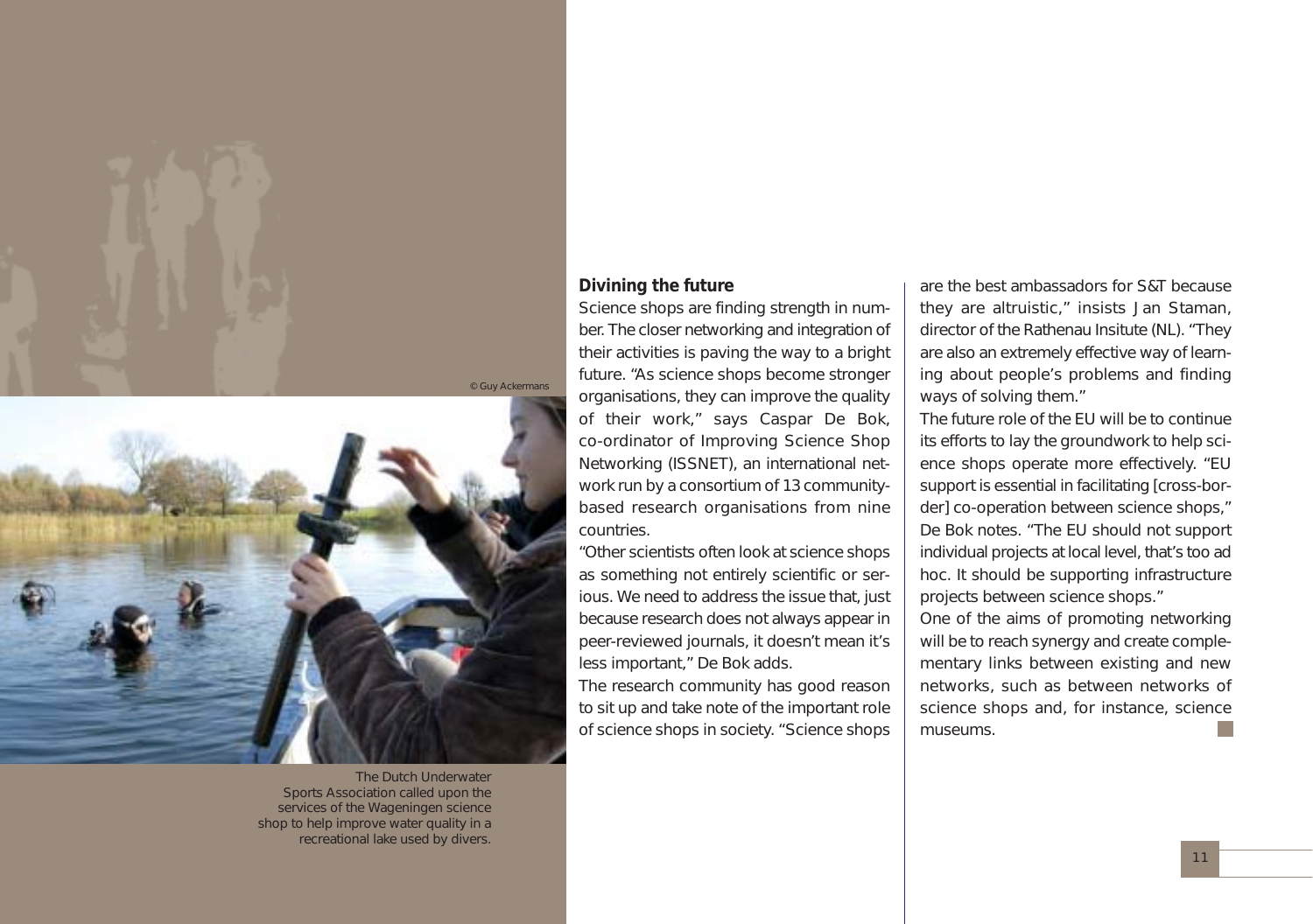© Guy Ackermans

The Dutch Underwater Sports Association called upon the services of the Wageningen science shop to help improve water quality in a recreational lake used by divers.

## Divining the future

Science shops are finding strength in number. The closer networking and integration of their activities is paving the way to a bright future. "As science shops become stronger organisations, they can improve the quality of their work," says Caspar De Bok, co-ordinator of Improving Science Shop Networking (ISSNET), an international network run by a consortium of 13 community-based research organisations from nine countries.

"Other scientists often look at science shops as something not entirely scientific or serious. We need to address the issue that, just because research does not always appear in peer-reviewed journals, it doesn't mean it's less important," De Bok adds.

The research community has good reason to sit up and take note of the important role of science shops in society. "Science shops are the best ambassadors for S&T because they are altruistic," insists Jan Staman, director of the Rathenau Insitute (NL). "They are also an extremely effective way of learning about people's problems and finding ways of solving them."

The future role of the EU will be to continue its efforts to lay the groundwork to help science shops operate more effectively. "EU support is essential in facilitating [cross-border] co-operation between science shops," De Bok notes. "The EU should not support individual projects at local level, that's too ad hoc. It should be supporting infrastructure projects between science shops."

One of the aims of promoting networking will be to reach synergy and create complementary links between existing and new networks, such as between networks of science shops and, for instance, science museums.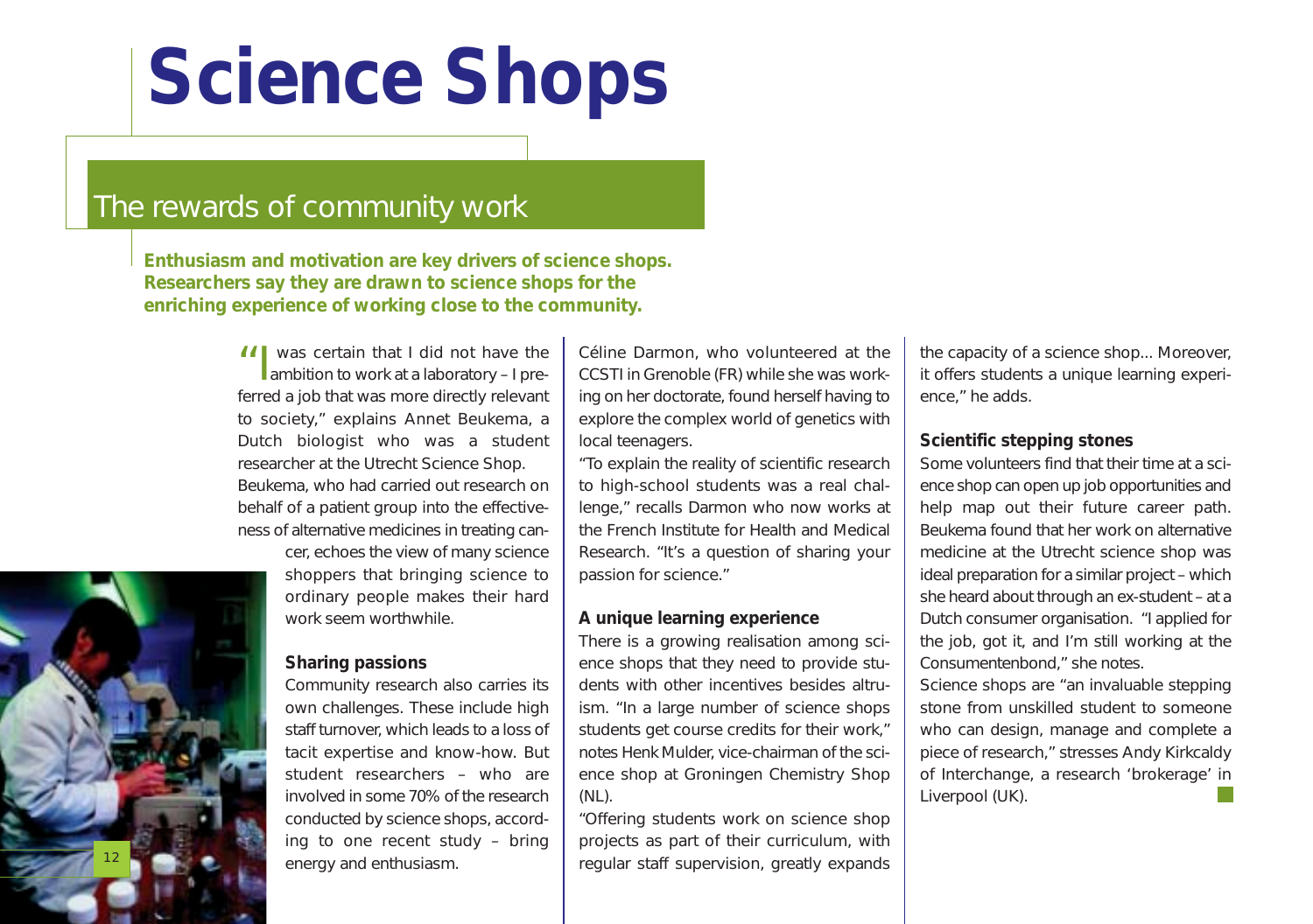# Science Shops

## The rewards of community work

**Enthusiasm and motivation are key drivers of science shops. Researchers say they are drawn to science shops for the enriching experience of working close to the community.**

"I was certain that I did not have the ambition to work at a laboratory – I preferred a job that was more directly relevant to society," explains Annet Beukema, a Dutch biologist who was a student researcher at the Utrecht Science Shop.

Beukema, who had carried out research on behalf of a patient group into the effectiveness of alternative medicines in treating cancer, echoes the view of many science shoppers that bringing science to ordinary people makes their hard work seem worthwhile.

### Sharing passions

Community research also carries its own challenges. These include high staff turnover, which leads to a loss of tacit expertise and know-how. But student researchers – who are involved in some 70% of the research conducted by science shops, according to one recent study – bring energy and enthusiasm.

Céline Darmon, who volunteered at the CCSTI in Grenoble (FR) while she was working on her doctorate, found herself having to explore the complex world of genetics with local teenagers.

"To explain the reality of scientific research to high-school students was a real challenge," recalls Darmon who now works at the French Institute for Health and Medical Research. "It's a question of sharing your passion for science."

### A unique learning experience

There is a growing realisation among science shops that they need to provide students with other incentives besides altruism. "In a large number of science shops students get course credits for their work," notes Henk Mulder, vice-chairman of the science shop at Groningen Chemistry Shop (NL).

"Offering students work on science shop projects as part of their curriculum, with regular staff supervision, greatly expands the capacity of a science shop... Moreover, it offers students a unique learning experience," he adds.

### Scientific stepping stones

Some volunteers find that their time at a science shop can open up job opportunities and help map out their future career path. Beukema found that her work on alternative medicine at the Utrecht science shop was ideal preparation for a similar project – which she heard about through an ex-student – at a Dutch consumer organisation. "I applied for the job, got it, and I'm still working at the Consumentenbond," she notes.

Science shops are "an invaluable stepping stone from unskilled student to someone who can design, manage and complete a piece of research," stresses Andy Kirkcaldy of Interchange, a research 'brokerage' in Liverpool (UK).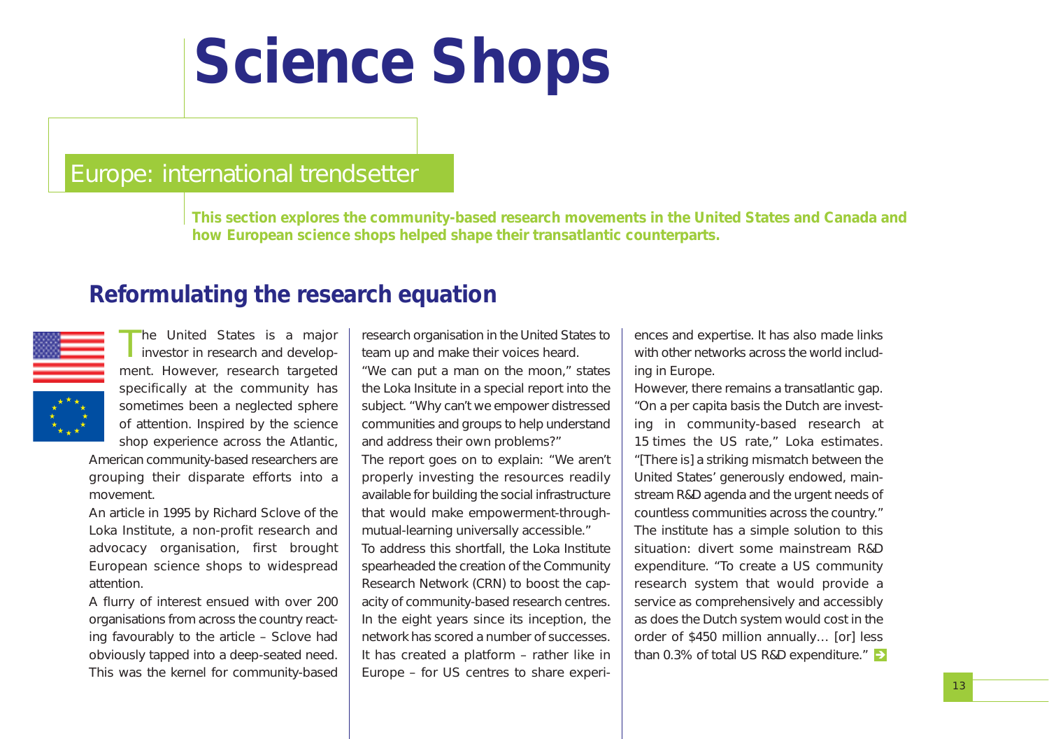# Science Shops

## Europe: international trendsetter

**This section explores the community-based research movements in the United States and Canada and how European science shops helped shape their transatlantic counterparts.**

### Reformulating the research equation

The United States is a major investor in research and development. However, research targeted specifically at the community has sometimes been a neglected sphere of attention. Inspired by the science shop experience across the Atlantic, American community-based researchers are grouping their disparate efforts into a movement.

An article in 1995 by Richard Sclove of the Loka Institute, a non-profit research and advocacy organisation, first brought European science shops to widespread attention.

A flurry of interest ensued with over 200 organisations from across the country reacting favourably to the article – Sclove had obviously tapped into a deep-seated need. This was the kernel for community-based research organisation in the United States to team up and make their voices heard.

"We can put a man on the moon," states the Loka Insitute in a special report into the subject. "Why can't we empower distressed communities and groups to help understand and address their own problems?"

The report goes on to explain: "We aren't properly investing the resources readily available for building the social infrastructure that would make empowerment-through-mutual-learning universally accessible."

To address this shortfall, the Loka Institute spearheaded the creation of the Community Research Network (CRN) to boost the capacity of community-based research centres. In the eight years since its inception, the network has scored a number of successes. It has created a platform – rather like in Europe – for US centres to share experiences and expertise. It has also made links with other networks across the world including in Europe.

However, there remains a transatlantic gap. "On a per capita basis the Dutch are investing in community-based research at 15 times the US rate," Loka estimates. "[There is] a striking mismatch between the United States' generously endowed, mainstream R&D agenda and the urgent needs of countless communities across the country."

The institute has a simple solution to this situation: divert some mainstream R&D expenditure. "To create a US community research system that would provide a service as comprehensively and accessibly as does the Dutch system would cost in the order of $450 million annually… [or] less than 0.3% of total US R&D expenditure."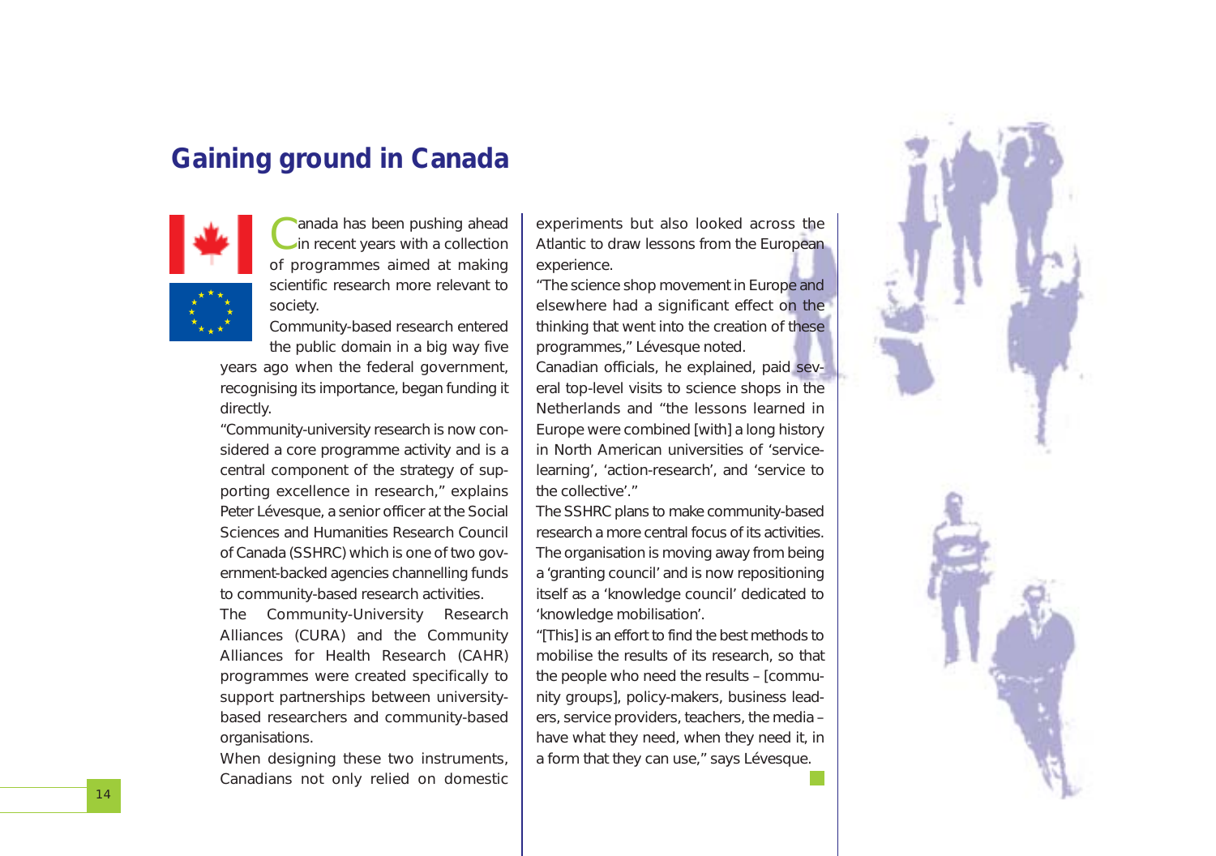# Gaining ground in Canada

Canada has been pushing ahead in recent years with a collection of programmes aimed at making scientific research more relevant to society.

Community-based research entered the public domain in a big way five years ago when the federal government, recognising its importance, began funding it directly.

"Community-university research is now considered a core programme activity and is a central component of the strategy of supporting excellence in research," explains Peter Lévesque, a senior officer at the Social Sciences and Humanities Research Council of Canada (SSHRC) which is one of two government-backed agencies channelling funds to community-based research activities.

The Community-University Research Alliances (CURA) and the Community Alliances for Health Research (CAHR) programmes were created specifically to support partnerships between university-based researchers and community-based organisations.

When designing these two instruments, Canadians not only relied on domestic experiments but also looked across the Atlantic to draw lessons from the European experience.

"The science shop movement in Europe and elsewhere had a significant effect on the thinking that went into the creation of these programmes," Lévesque noted.

Canadian officials, he explained, paid several top-level visits to science shops in the Netherlands and "the lessons learned in Europe were combined [with] a long history in North American universities of 'service-learning', 'action-research', and 'service to the collective'."

The SSHRC plans to make community-based research a more central focus of its activities. The organisation is moving away from being a 'granting council' and is now repositioning itself as a 'knowledge council' dedicated to 'knowledge mobilisation'.

"[This] is an effort to find the best methods to mobilise the results of its research, so that the people who need the results – [community groups], policy-makers, business leaders, service providers, teachers, the media – have what they need, when they need it, in a form that they can use," says Lévesque.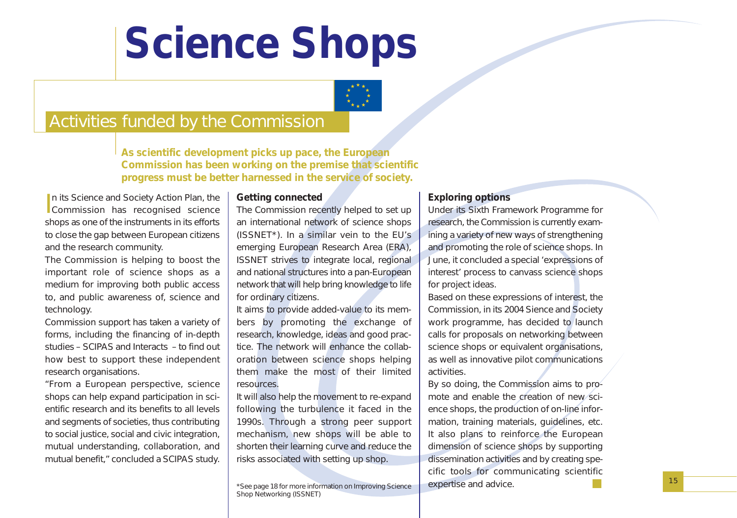# Science Shops

## Activities funded by the Commission

**As scientific development picks up pace, the European Commission has been working on the premise that scientific progress must be better harnessed in the service of society.**

In its Science and Society Action Plan, the Commission has recognised science shops as one of the instruments in its efforts to close the gap between European citizens and the research community.

The Commission is helping to boost the important role of science shops as a medium for improving both public access to, and public awareness of, science and technology.

Commission support has taken a variety of forms, including the financing of in-depth studies – SCIPAS and Interacts – to find out how best to support these independent research organisations.

"From a European perspective, science shops can help expand participation in scientific research and its benefits to all levels and segments of societies, thus contributing to social justice, social and civic integration, mutual understanding, collaboration, and mutual benefit," concluded a SCIPAS study.

### Getting connected

The Commission recently helped to set up an international network of science shops (ISSNET*). In a similar vein to the EU's emerging European Research Area (ERA), ISSNET strives to integrate local, regional and national structures into a pan-European network that will help bring knowledge to life for ordinary citizens.

It aims to provide added-value to its members by promoting the exchange of research, knowledge, ideas and good practice. The network will enhance the collaboration between science shops helping them make the most of their limited resources.

It will also help the movement to re-expand following the turbulence it faced in the 1990s. Through a strong peer support mechanism, new shops will be able to shorten their learning curve and reduce the risks associated with setting up shop.

*See page 18 for more information on Improving Science Shop Networking (ISSNET)

### Exploring options

Under its Sixth Framework Programme for research, the Commission is currently examining a variety of new ways of strengthening and promoting the role of science shops. In June, it concluded a special 'expressions of interest' process to canvass science shops for project ideas.

Based on these expressions of interest, the Commission, in its 2004 Sience and Society work programme, has decided to launch calls for proposals on networking between science shops or equivalent organisations, as well as innovative pilot communications activities.

By so doing, the Commission aims to promote and enable the creation of new science shops, the production of on-line information, training materials, guidelines, etc. It also plans to reinforce the European dimension of science shops by supporting dissemination activities and by creating specific tools for communicating scientific expertise and advice.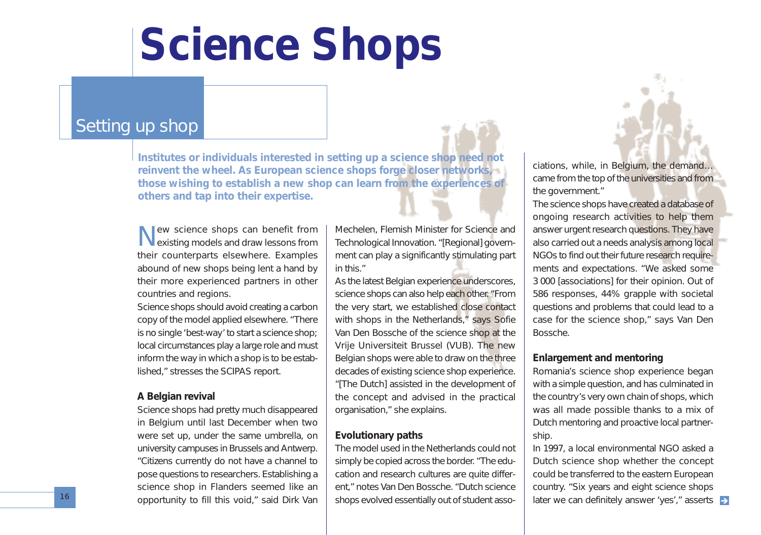# Science Shops

## Setting up shop

**Institutes or individuals interested in setting up a science shop need not reinvent the wheel. As European science shops forge closer networks, those wishing to establish a new shop can learn from the experiences of others and tap into their expertise.**

New science shops can benefit from existing models and draw lessons from their counterparts elsewhere. Examples abound of new shops being lent a hand by their more experienced partners in other countries and regions.

Science shops should avoid creating a carbon copy of the model applied elsewhere. "There is no single 'best-way' to start a science shop; local circumstances play a large role and must inform the way in which a shop is to be established," stresses the SCIPAS report.

### A Belgian revival

Science shops had pretty much disappeared in Belgium until last December when two were set up, under the same umbrella, on university campuses in Brussels and Antwerp. "Citizens currently do not have a channel to pose questions to researchers. Establishing a science shop in Flanders seemed like an opportunity to fill this void," said Dirk Van Mechelen, Flemish Minister for Science and Technological Innovation. "[Regional] government can play a significantly stimulating part in this."

As the latest Belgian experience underscores, science shops can also help each other. "From the very start, we established close contact with shops in the Netherlands," says Sofie Van Den Bossche of the science shop at the Vrije Universiteit Brussel (VUB). The new Belgian shops were able to draw on the three decades of existing science shop experience. "[The Dutch] assisted in the development of the concept and advised in the practical organisation," she explains.

### Evolutionary paths

The model used in the Netherlands could not simply be copied across the border. "The education and research cultures are quite different," notes Van Den Bossche. "Dutch science shops evolved essentially out of student associations, while, in Belgium, the demand... came from the top of the universities and from the government."

The science shops have created a database of ongoing research activities to help them answer urgent research questions. They have also carried out a needs analysis among local NGOs to find out their future research requirements and expectations. "We asked some 3 000 [associations] for their opinion. Out of 586 responses, 44% grapple with societal questions and problems that could lead to a case for the science shop," says Van Den Bossche.

### Enlargement and mentoring

Romania's science shop experience began with a simple question, and has culminated in the country's very own chain of shops, which was all made possible thanks to a mix of Dutch mentoring and proactive local partnership.

In 1997, a local environmental NGO asked a Dutch science shop whether the concept could be transferred to the eastern European country. "Six years and eight science shops later we can definitely answer 'yes'," asserts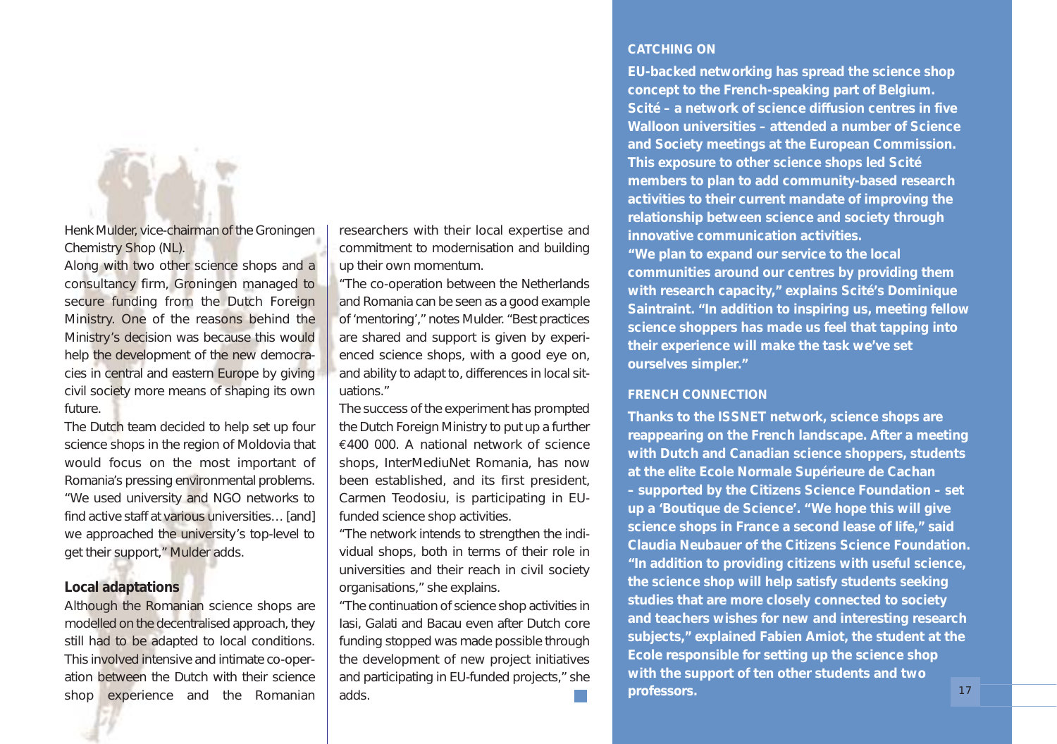Henk Mulder, vice-chairman of the Groningen Chemistry Shop (NL).

Along with two other science shops and a consultancy firm, Groningen managed to secure funding from the Dutch Foreign Ministry. One of the reasons behind the Ministry's decision was because this would help the development of the new democracies in central and eastern Europe by giving civil society more means of shaping its own future.

The Dutch team decided to help set up four science shops in the region of Moldovia that would focus on the most important of Romania's pressing environmental problems. "We used university and NGO networks to find active staff at various universities… [and] we approached the university's top-level to get their support," Mulder adds.

### Local adaptations

Although the Romanian science shops are modelled on the decentralised approach, they still had to be adapted to local conditions. This involved intensive and intimate co-operation between the Dutch with their science shop experience and the Romanian researchers with their local expertise and commitment to modernisation and building up their own momentum.

"The co-operation between the Netherlands and Romania can be seen as a good example of 'mentoring'," notes Mulder. "Best practices are shared and support is given by experienced science shops, with a good eye on, and ability to adapt to, differences in local situations."

The success of the experiment has prompted the Dutch Foreign Ministry to put up a further €400 000. A national network of science shops, InterMediuNet Romania, has now been established, and its first president, Carmen Teodosiu, is participating in EU-funded science shop activities.

"The network intends to strengthen the individual shops, both in terms of their role in universities and their reach in civil society organisations," she explains.

"The continuation of science shop activities in Iasi, Galati and Bacau even after Dutch core funding stopped was made possible through the development of new project initiatives and participating in EU-funded projects," she adds.

### CATCHING ON

**EU-backed networking has spread the science shop concept to the French-speaking part of Belgium. Scité – a network of science diffusion centres in five Walloon universities – attended a number of Science and Society meetings at the European Commission. This exposure to other science shops led Scité members to plan to add community-based research activities to their current mandate of improving the relationship between science and society through innovative communication activities.**

**"We plan to expand our service to the local communities around our centres by providing them with research capacity," explains Scité's Dominique Saintraint. "In addition to inspiring us, meeting fellow science shoppers has made us feel that tapping into their experience will make the task we've set ourselves simpler."**

### FRENCH CONNECTION

**Thanks to the ISSNET network, science shops are reappearing on the French landscape. After a meeting with Dutch and Canadian science shoppers, students at the elite Ecole Normale Supérieure de Cachan – supported by the Citizens Science Foundation – set up a 'Boutique de Science'. "We hope this will give science shops in France a second lease of life," said Claudia Neubauer of the Citizens Science Foundation. "In addition to providing citizens with useful science, the science shop will help satisfy students seeking studies that are more closely connected to society and teachers wishes for new and interesting research subjects," explained Fabien Amiot, the student at the Ecole responsible for setting up the science shop with the support of ten other students and two professors.**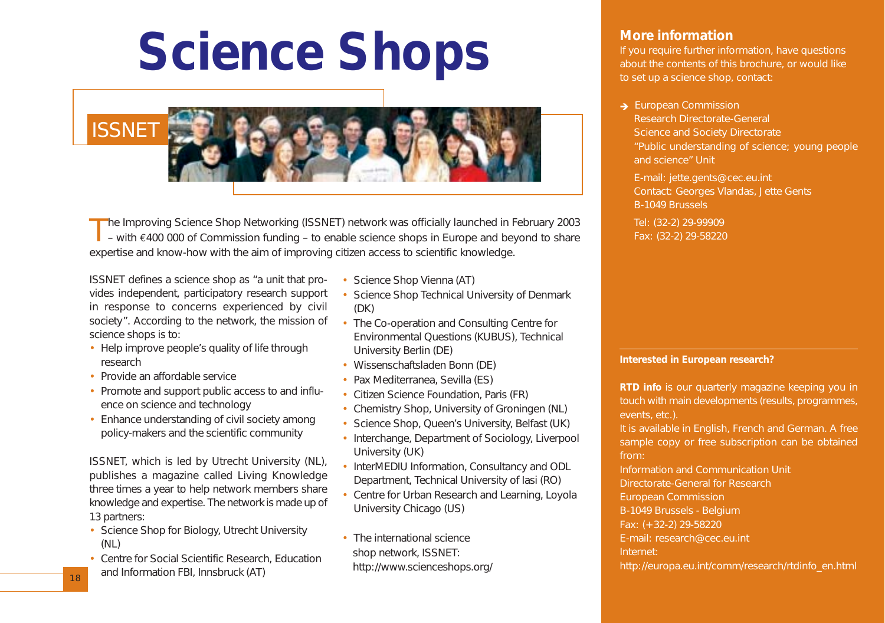# Science Shops

## ISSNET

The Improving Science Shop Networking (ISSNET) network was officially launched in February 2003 – with €400 000 of Commission funding – to enable science shops in Europe and beyond to share expertise and know-how with the aim of improving citizen access to scientific knowledge.

ISSNET defines a science shop as "a unit that provides independent, participatory research support in response to concerns experienced by civil society". According to the network, the mission of science shops is to:

- Help improve people's quality of life through research
- Provide an affordable service
- Promote and support public access to and influence on science and technology
- Enhance understanding of civil society among policy-makers and the scientific community

ISSNET, which is led by Utrecht University (NL), publishes a magazine called Living Knowledge three times a year to help network members share knowledge and expertise. The network is made up of 13 partners:

- Science Shop for Biology, Utrecht University (NL)
- Centre for Social Scientific Research, Education and Information FBI, Innsbruck (AT)
- Science Shop Vienna (AT)
- Science Shop Technical University of Denmark (DK)
- The Co-operation and Consulting Centre for Environmental Questions (KUBUS), Technical University Berlin (DE)
- Wissenschaftsladen Bonn (DE)
- Pax Mediterranea, Sevilla (ES)
- Citizen Science Foundation, Paris (FR)
- Chemistry Shop, University of Groningen (NL)
- Science Shop, Queen's University, Belfast (UK)
- Interchange, Department of Sociology, Liverpool University (UK)
- InterMEDIU Information, Consultancy and ODL Department, Technical University of Iasi (RO)
- Centre for Urban Research and Learning, Loyola University Chicago (US)

- The international science shop network, ISSNET: http://www.scienceshops.org/

## More information

If you require further information, have questions about the contents of this brochure, or would like to set up a science shop, contact:

➔ European Commission
Research Directorate-General
Science and Society Directorate
"Public understanding of science; young people and science" Unit

E-mail: jette.gents@cec.eu.int
Contact: Georges Vlandas, Jette Gents
B-1049 Brussels

Tel: (32-2) 29-99909
Fax: (32-2) 29-58220

**Interested in European research?**

**RTD info** is our quarterly magazine keeping you in touch with main developments (results, programmes, events, etc.).
It is available in English, French and German. A free sample copy or free subscription can be obtained from:
Information and Communication Unit
Directorate-General for Research
European Commission
B-1049 Brussels - Belgium
Fax: (+32-2) 29-58220
E-mail: research@cec.eu.int
Internet:
http://europa.eu.int/comm/research/rtdinfo_en.html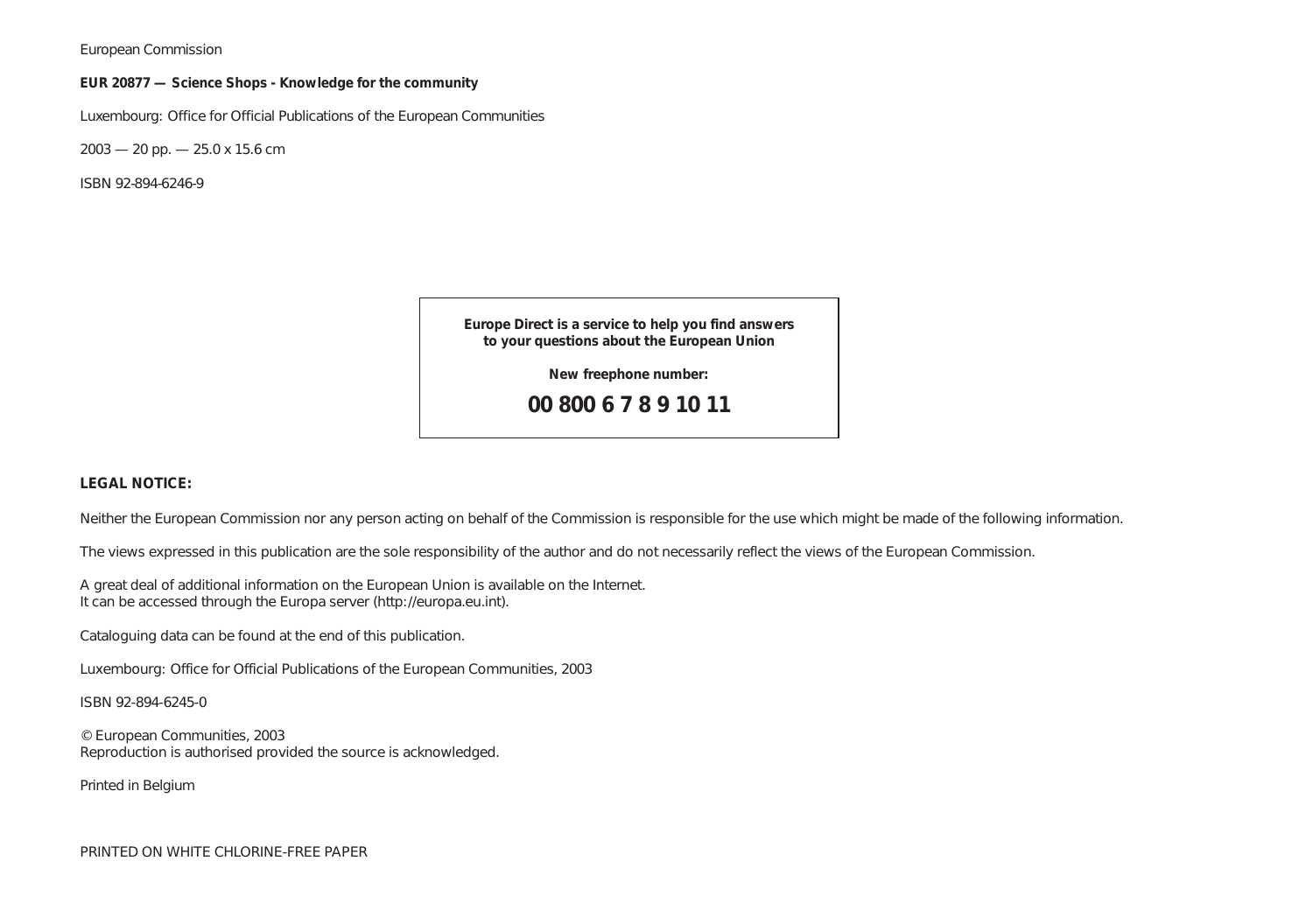European Commission

**EUR 20877 — Science Shops - Knowledge for the community**

Luxembourg: Office for Official Publications of the European Communities

2003 — 20 pp. — 25.0 x 15.6 cm

ISBN 92-894-6246-9

**Europe Direct is a service to help you find answers to your questions about the European Union**

**New freephone number:**

**00 800 6 7 8 9 10 11**

**LEGAL NOTICE:**

Neither the European Commission nor any person acting on behalf of the Commission is responsible for the use which might be made of the following information.

The views expressed in this publication are the sole responsibility of the author and do not necessarily reflect the views of the European Commission.

A great deal of additional information on the European Union is available on the Internet.
It can be accessed through the Europa server (http://europa.eu.int).

Cataloguing data can be found at the end of this publication.

Luxembourg: Office for Official Publications of the European Communities, 2003

ISBN 92-894-6245-0

© European Communities, 2003
Reproduction is authorised provided the source is acknowledged.

Printed in Belgium

PRINTED ON WHITE CHLORINE-FREE PAPER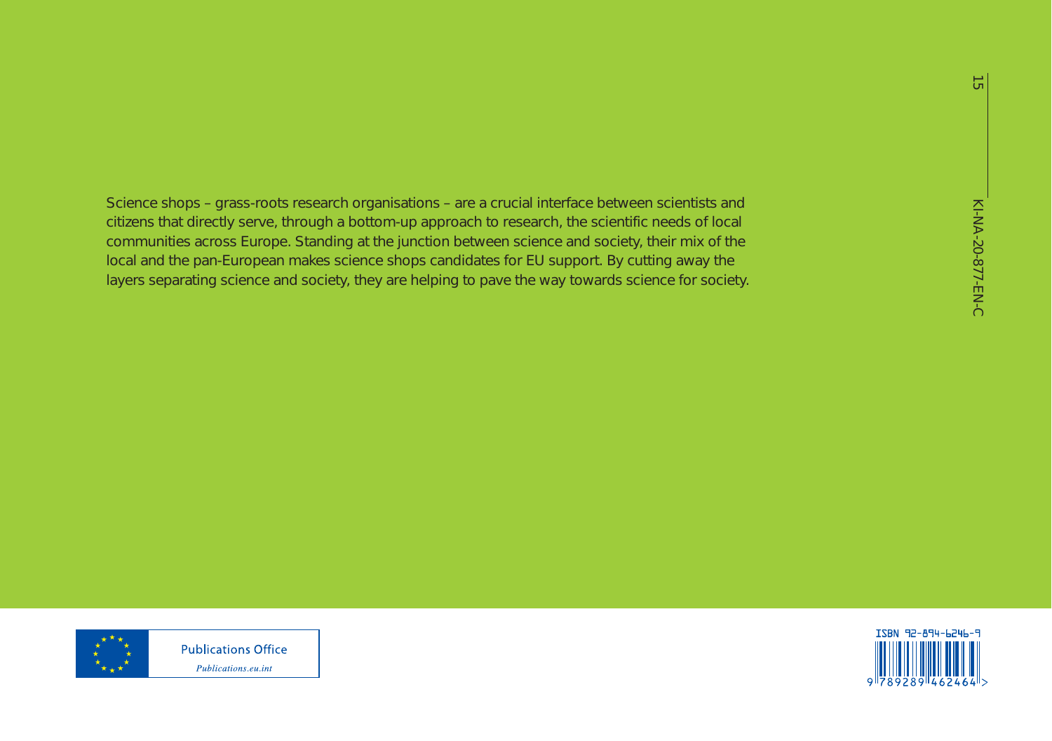Science shops – grass-roots research organisations – are a crucial interface between scientists and citizens that directly serve, through a bottom-up approach to research, the scientific needs of local communities across Europe. Standing at the junction between science and society, their mix of the local and the pan-European makes science shops candidates for EU support. By cutting away the layers separating science and society, they are helping to pave the way towards science for society.

KI-NA-20-877-EN-C

Publications Office

*Publications.eu.int*

ISBN 92-894-6246-9

9 789289 462464